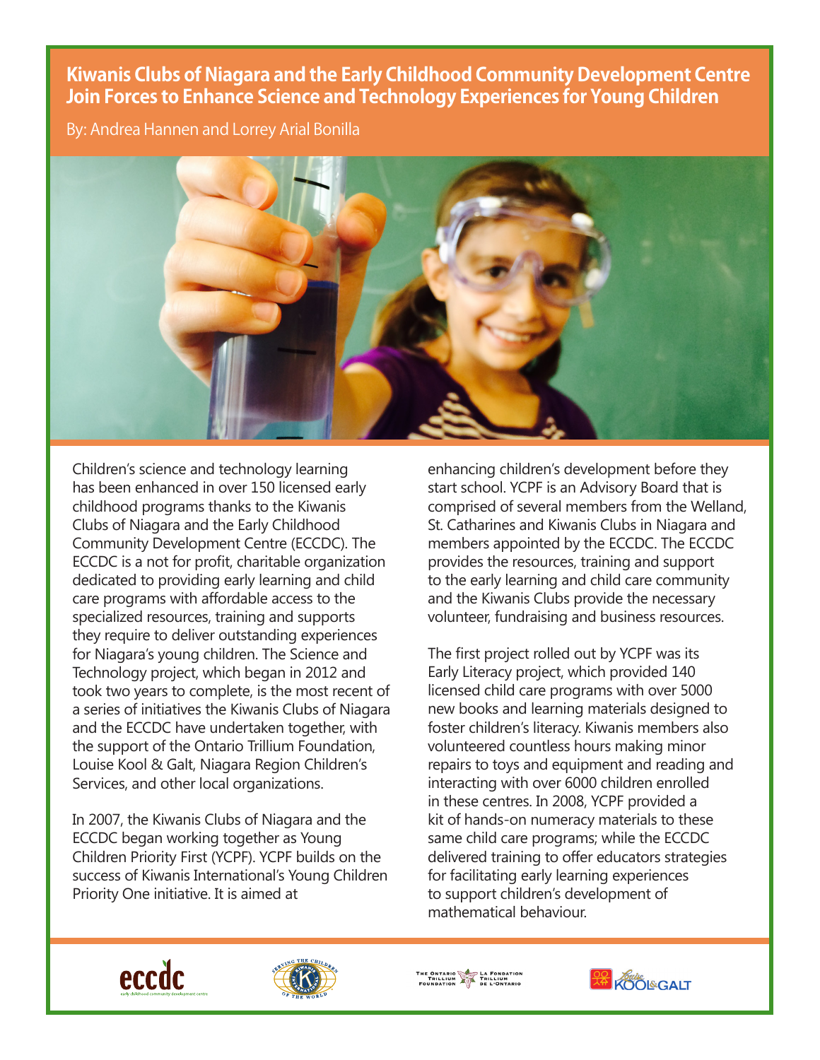# Kiwanis Clubs of Niagara and the Early Childhood Community Development Centre Join Forces to Enhance Science and Technology Experiences for Young Children

By: Andrea Hannen and Lorrey Arial Bonilla

Children's science and technology learning has been enhanced in over 150 licensed early childhood programs thanks to the Kiwanis Clubs of Niagara and the Early Childhood Community Development Centre (ECCDC). The ECCDC is a not for profit, charitable organization dedicated to providing early learning and child care programs with affordable access to the specialized resources, training and supports they require to deliver outstanding experiences for Niagara's young children. The Science and Technology project, which began in 2012 and took two years to complete, is the most recent of a series of initiatives the Kiwanis Clubs of Niagara and the ECCDC have undertaken together, with the support of the Ontario Trillium Foundation, Louise Kool & Galt, Niagara Region Children's Services, and other local organizations.

In 2007, the Kiwanis Clubs of Niagara and the ECCDC began working together as Young Children Priority First (YCPF). YCPF builds on the success of Kiwanis International's Young Children Priority One initiative. It is aimed at enhancing children's development before they start school. YCPF is an Advisory Board that is comprised of several members from the Welland, St. Catharines and Kiwanis Clubs in Niagara and members appointed by the ECCDC. The ECCDC provides the resources, training and support to the early learning and child care community and the Kiwanis Clubs provide the necessary volunteer, fundraising and business resources.

The first project rolled out by YCPF was its Early Literacy project, which provided 140 licensed child care programs with over 5000 new books and learning materials designed to foster children's literacy. Kiwanis members also volunteered countless hours making minor repairs to toys and equipment and reading and interacting with over 6000 children enrolled in these centres. In 2008, YCPF provided a kit of hands-on numeracy materials to these same child care programs; while the ECCDC delivered training to offer educators strategies for facilitating early learning experiences to support children's development of mathematical behaviour.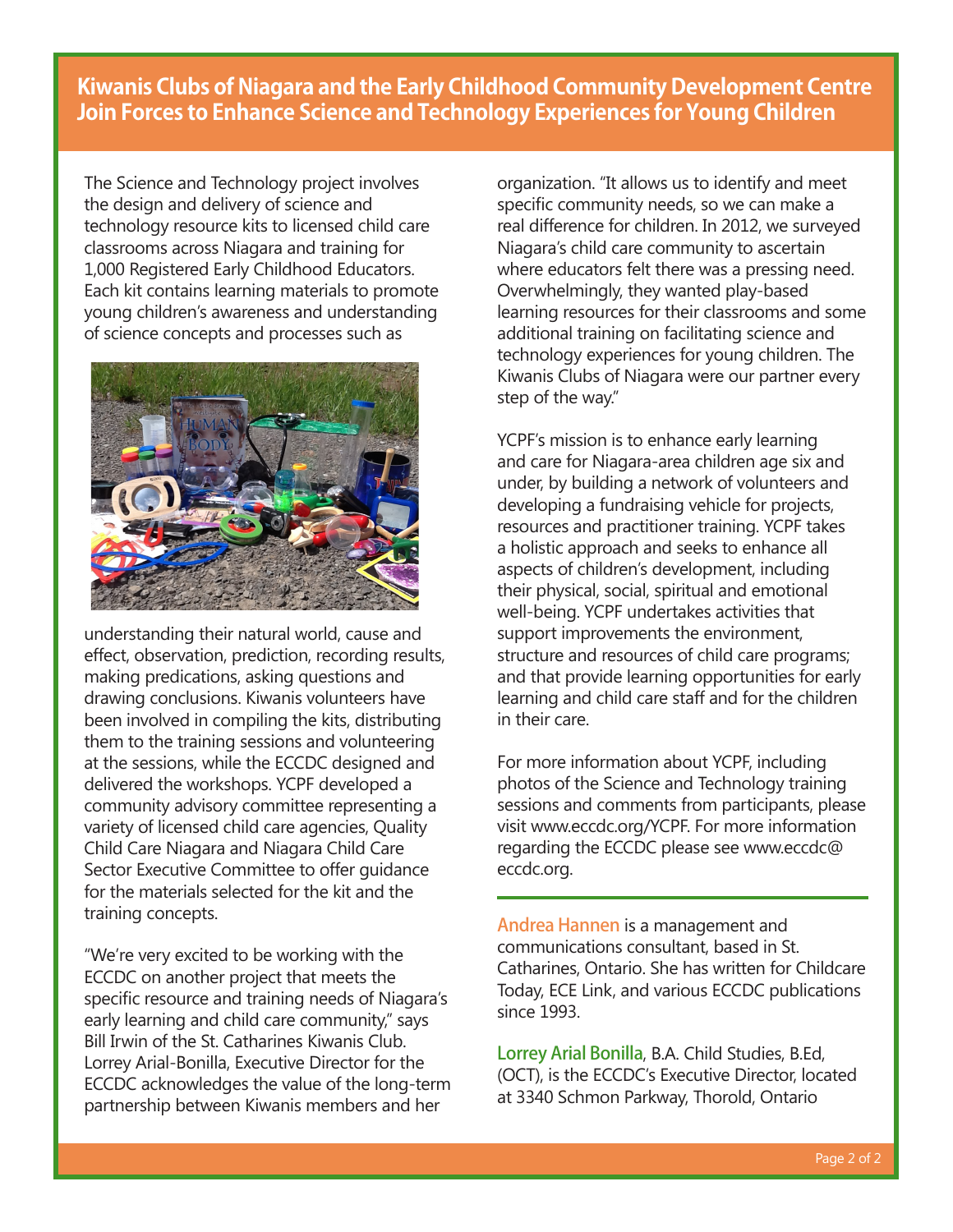# Kiwanis Clubs of Niagara and the Early Childhood Community Development Centre Join Forces to Enhance Science and Technology Experiences for Young Children

The Science and Technology project involves the design and delivery of science and technology resource kits to licensed child care classrooms across Niagara and training for 1,000 Registered Early Childhood Educators. Each kit contains learning materials to promote young children's awareness and understanding of science concepts and processes such as understanding their natural world, cause and effect, observation, prediction, recording results, making predications, asking questions and drawing conclusions. Kiwanis volunteers have been involved in compiling the kits, distributing them to the training sessions and volunteering at the sessions, while the ECCDC designed and delivered the workshops. YCPF developed a community advisory committee representing a variety of licensed child care agencies, Quality Child Care Niagara and Niagara Child Care Sector Executive Committee to offer guidance for the materials selected for the kit and the training concepts.

"We're very excited to be working with the ECCDC on another project that meets the specific resource and training needs of Niagara's early learning and child care community," says Bill Irwin of the St. Catharines Kiwanis Club. Lorrey Arial-Bonilla, Executive Director for the ECCDC acknowledges the value of the long-term partnership between Kiwanis members and her organization. "It allows us to identify and meet specific community needs, so we can make a real difference for children. In 2012, we surveyed Niagara's child care community to ascertain where educators felt there was a pressing need. Overwhelmingly, they wanted play-based learning resources for their classrooms and some additional training on facilitating science and technology experiences for young children. The Kiwanis Clubs of Niagara were our partner every step of the way."

YCPF's mission is to enhance early learning and care for Niagara-area children age six and under, by building a network of volunteers and developing a fundraising vehicle for projects, resources and practitioner training. YCPF takes a holistic approach and seeks to enhance all aspects of children's development, including their physical, social, spiritual and emotional well-being. YCPF undertakes activities that support improvements the environment, structure and resources of child care programs; and that provide learning opportunities for early learning and child care staff and for the children in their care.

For more information about YCPF, including photos of the Science and Technology training sessions and comments from participants, please visit www.eccdc.org/YCPF. For more information regarding the ECCDC please see www.eccdc@ eccdc.org.

---

**Andrea Hannen** is a management and communications consultant, based in St. Catharines, Ontario. She has written for Childcare Today, ECE Link, and various ECCDC publications since 1993.

**Lorrey Arial Bonilla**, B.A. Child Studies, B.Ed, (OCT), is the ECCDC's Executive Director, located at 3340 Schmon Parkway, Thorold, Ontario